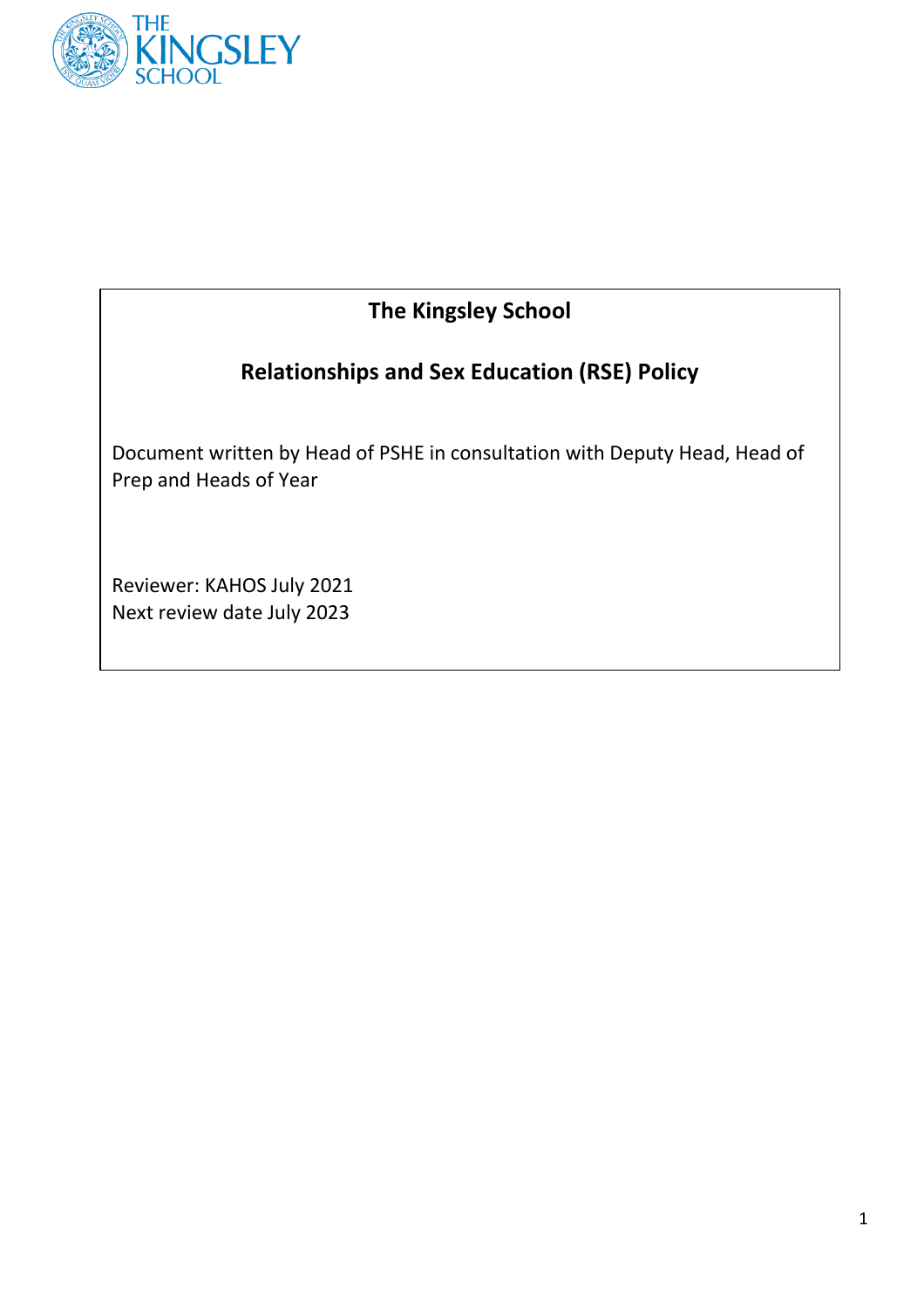# The Kingsley School

## Relationships and Sex Education (RSE) Policy

Document written by Head of PSHE in consultation with Deputy Head, Head of Prep and Heads of Year

Reviewer: KAHOS July 2021
Next review date July 2023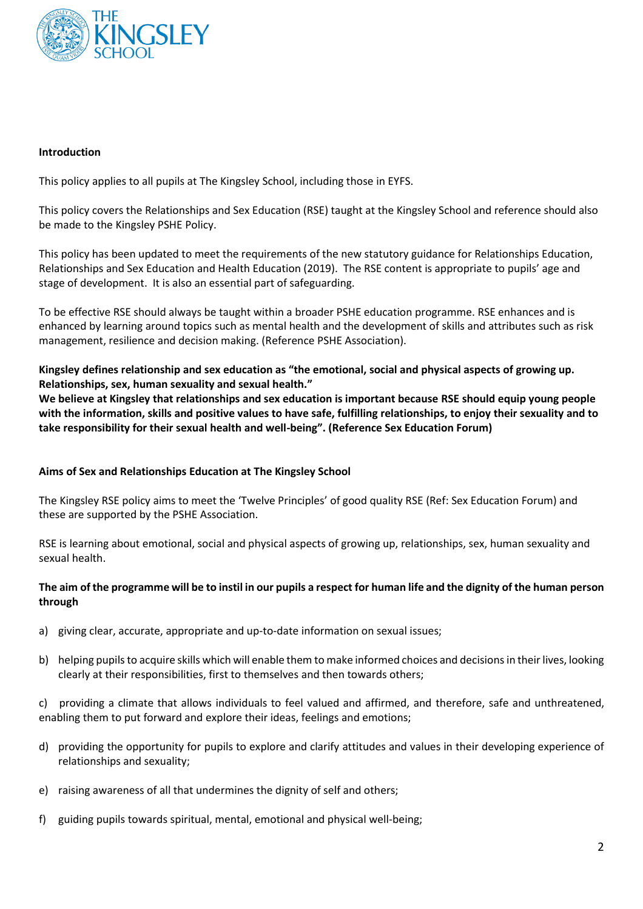**Introduction**

This policy applies to all pupils at The Kingsley School, including those in EYFS.

This policy covers the Relationships and Sex Education (RSE) taught at the Kingsley School and reference should also be made to the Kingsley PSHE Policy.

This policy has been updated to meet the requirements of the new statutory guidance for Relationships Education, Relationships and Sex Education and Health Education (2019). The RSE content is appropriate to pupils' age and stage of development. It is also an essential part of safeguarding.

To be effective RSE should always be taught within a broader PSHE education programme. RSE enhances and is enhanced by learning around topics such as mental health and the development of skills and attributes such as risk management, resilience and decision making. (Reference PSHE Association).

**Kingsley defines relationship and sex education as "the emotional, social and physical aspects of growing up. Relationships, sex, human sexuality and sexual health."**
**We believe at Kingsley that relationships and sex education is important because RSE should equip young people with the information, skills and positive values to have safe, fulfilling relationships, to enjoy their sexuality and to take responsibility for their sexual health and well-being". (Reference Sex Education Forum)**

**Aims of Sex and Relationships Education at The Kingsley School**

The Kingsley RSE policy aims to meet the 'Twelve Principles' of good quality RSE (Ref: Sex Education Forum) and these are supported by the PSHE Association.

RSE is learning about emotional, social and physical aspects of growing up, relationships, sex, human sexuality and sexual health.

**The aim of the programme will be to instil in our pupils a respect for human life and the dignity of the human person through**

a) giving clear, accurate, appropriate and up-to-date information on sexual issues;

b) helping pupils to acquire skills which will enable them to make informed choices and decisions in their lives, looking clearly at their responsibilities, first to themselves and then towards others;

c) providing a climate that allows individuals to feel valued and affirmed, and therefore, safe and unthreatened, enabling them to put forward and explore their ideas, feelings and emotions;

d) providing the opportunity for pupils to explore and clarify attitudes and values in their developing experience of relationships and sexuality;

e) raising awareness of all that undermines the dignity of self and others;

f) guiding pupils towards spiritual, mental, emotional and physical well-being;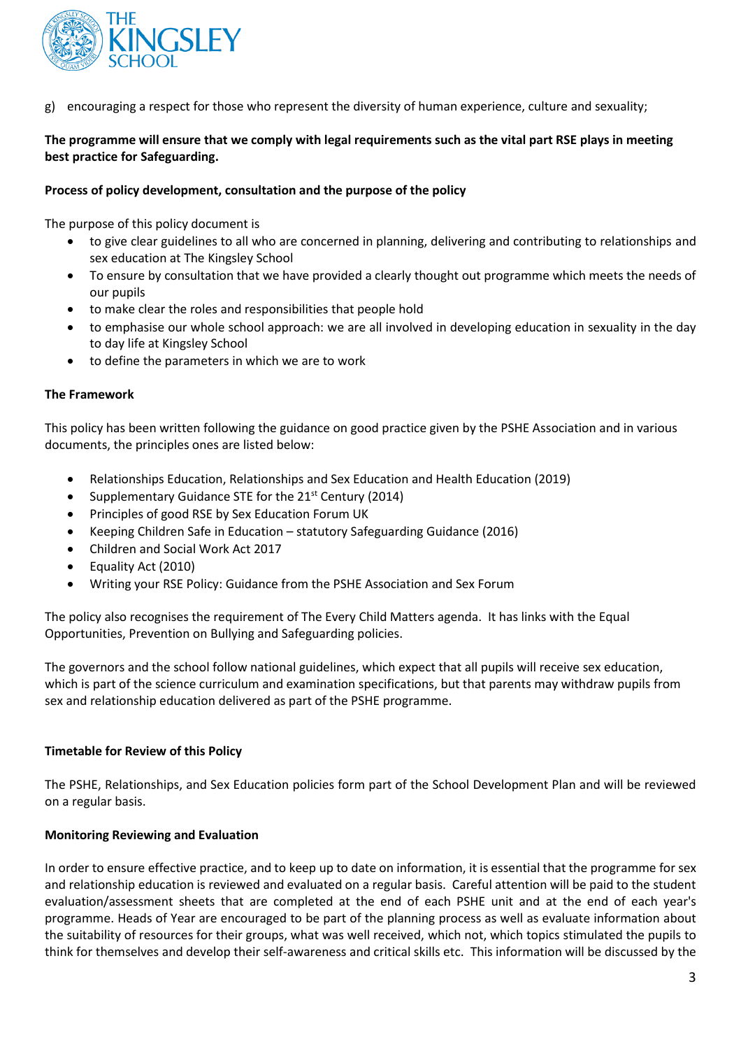g) encouraging a respect for those who represent the diversity of human experience, culture and sexuality;

**The programme will ensure that we comply with legal requirements such as the vital part RSE plays in meeting best practice for Safeguarding.**

**Process of policy development, consultation and the purpose of the policy**

The purpose of this policy document is

- to give clear guidelines to all who are concerned in planning, delivering and contributing to relationships and sex education at The Kingsley School
- To ensure by consultation that we have provided a clearly thought out programme which meets the needs of our pupils
- to make clear the roles and responsibilities that people hold
- to emphasise our whole school approach: we are all involved in developing education in sexuality in the day to day life at Kingsley School
- to define the parameters in which we are to work

**The Framework**

This policy has been written following the guidance on good practice given by the PSHE Association and in various documents, the principles ones are listed below:

- Relationships Education, Relationships and Sex Education and Health Education (2019)
- Supplementary Guidance STE for the 21st Century (2014)
- Principles of good RSE by Sex Education Forum UK
- Keeping Children Safe in Education – statutory Safeguarding Guidance (2016)
- Children and Social Work Act 2017
- Equality Act (2010)
- Writing your RSE Policy: Guidance from the PSHE Association and Sex Forum

The policy also recognises the requirement of The Every Child Matters agenda. It has links with the Equal Opportunities, Prevention on Bullying and Safeguarding policies.

The governors and the school follow national guidelines, which expect that all pupils will receive sex education, which is part of the science curriculum and examination specifications, but that parents may withdraw pupils from sex and relationship education delivered as part of the PSHE programme.

**Timetable for Review of this Policy**

The PSHE, Relationships, and Sex Education policies form part of the School Development Plan and will be reviewed on a regular basis.

**Monitoring Reviewing and Evaluation**

In order to ensure effective practice, and to keep up to date on information, it is essential that the programme for sex and relationship education is reviewed and evaluated on a regular basis. Careful attention will be paid to the student evaluation/assessment sheets that are completed at the end of each PSHE unit and at the end of each year's programme. Heads of Year are encouraged to be part of the planning process as well as evaluate information about the suitability of resources for their groups, what was well received, which not, which topics stimulated the pupils to think for themselves and develop their self-awareness and critical skills etc. This information will be discussed by the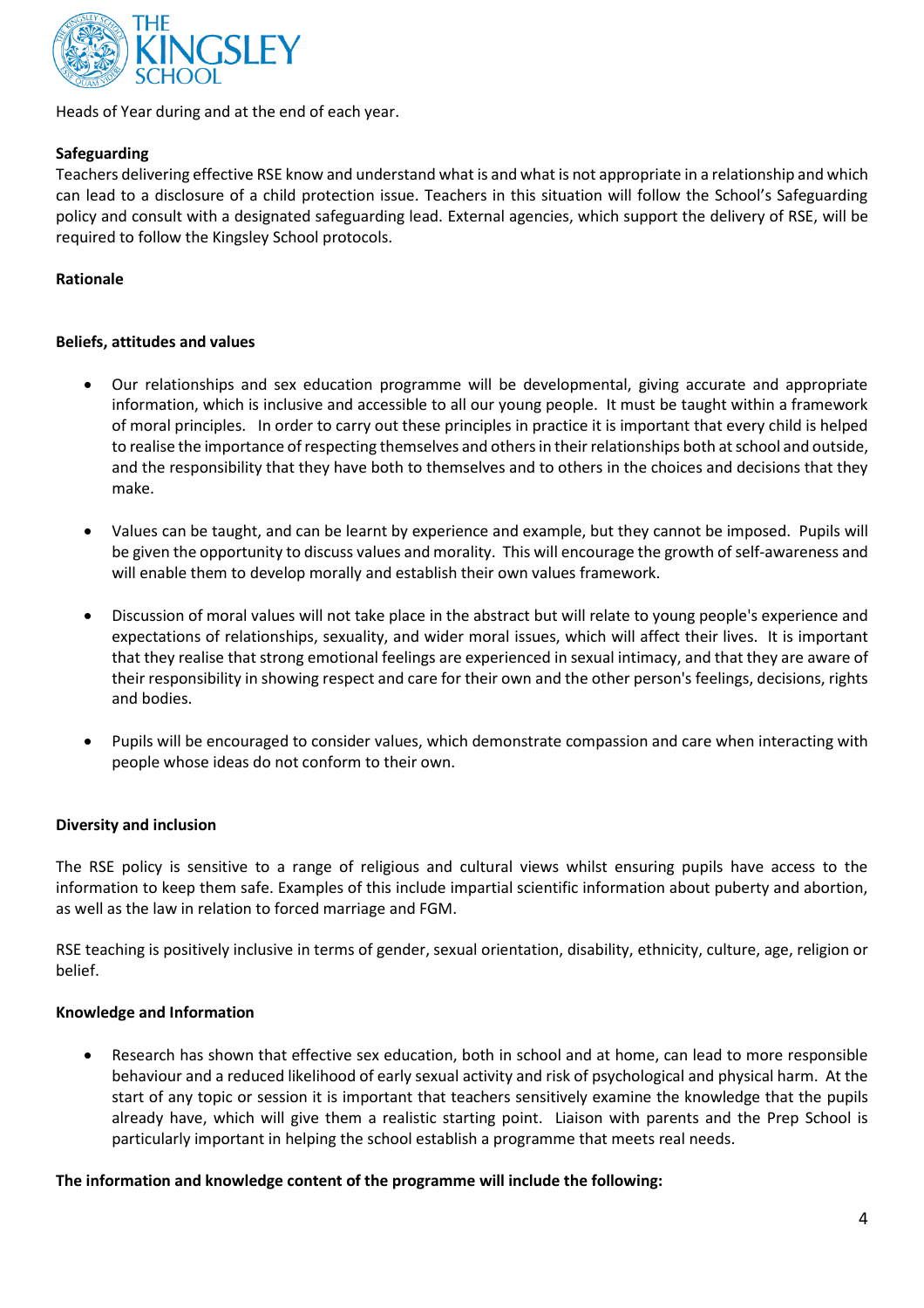Heads of Year during and at the end of each year.

**Safeguarding**

Teachers delivering effective RSE know and understand what is and what is not appropriate in a relationship and which can lead to a disclosure of a child protection issue. Teachers in this situation will follow the School's Safeguarding policy and consult with a designated safeguarding lead. External agencies, which support the delivery of RSE, will be required to follow the Kingsley School protocols.

**Rationale**

**Beliefs, attitudes and values**

- Our relationships and sex education programme will be developmental, giving accurate and appropriate information, which is inclusive and accessible to all our young people. It must be taught within a framework of moral principles. In order to carry out these principles in practice it is important that every child is helped to realise the importance of respecting themselves and others in their relationships both at school and outside, and the responsibility that they have both to themselves and to others in the choices and decisions that they make.

- Values can be taught, and can be learnt by experience and example, but they cannot be imposed. Pupils will be given the opportunity to discuss values and morality. This will encourage the growth of self-awareness and will enable them to develop morally and establish their own values framework.

- Discussion of moral values will not take place in the abstract but will relate to young people's experience and expectations of relationships, sexuality, and wider moral issues, which will affect their lives. It is important that they realise that strong emotional feelings are experienced in sexual intimacy, and that they are aware of their responsibility in showing respect and care for their own and the other person's feelings, decisions, rights and bodies.

- Pupils will be encouraged to consider values, which demonstrate compassion and care when interacting with people whose ideas do not conform to their own.

**Diversity and inclusion**

The RSE policy is sensitive to a range of religious and cultural views whilst ensuring pupils have access to the information to keep them safe. Examples of this include impartial scientific information about puberty and abortion, as well as the law in relation to forced marriage and FGM.

RSE teaching is positively inclusive in terms of gender, sexual orientation, disability, ethnicity, culture, age, religion or belief.

**Knowledge and Information**

- Research has shown that effective sex education, both in school and at home, can lead to more responsible behaviour and a reduced likelihood of early sexual activity and risk of psychological and physical harm. At the start of any topic or session it is important that teachers sensitively examine the knowledge that the pupils already have, which will give them a realistic starting point. Liaison with parents and the Prep School is particularly important in helping the school establish a programme that meets real needs.

**The information and knowledge content of the programme will include the following:**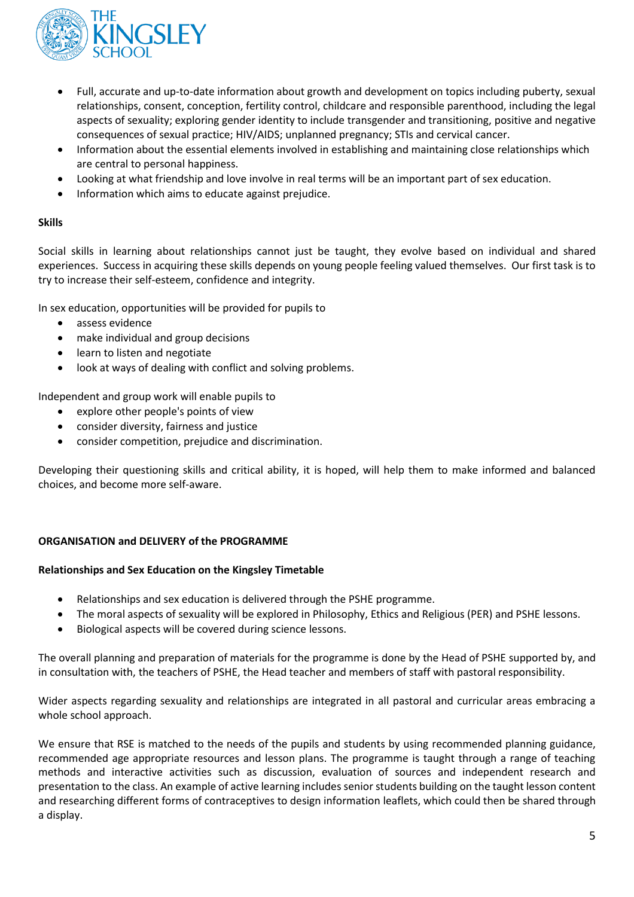- Full, accurate and up-to-date information about growth and development on topics including puberty, sexual relationships, consent, conception, fertility control, childcare and responsible parenthood, including the legal aspects of sexuality; exploring gender identity to include transgender and transitioning, positive and negative consequences of sexual practice; HIV/AIDS; unplanned pregnancy; STIs and cervical cancer.
- Information about the essential elements involved in establishing and maintaining close relationships which are central to personal happiness.
- Looking at what friendship and love involve in real terms will be an important part of sex education.
- Information which aims to educate against prejudice.

**Skills**

Social skills in learning about relationships cannot just be taught, they evolve based on individual and shared experiences. Success in acquiring these skills depends on young people feeling valued themselves. Our first task is to try to increase their self-esteem, confidence and integrity.

In sex education, opportunities will be provided for pupils to

- assess evidence
- make individual and group decisions
- learn to listen and negotiate
- look at ways of dealing with conflict and solving problems.

Independent and group work will enable pupils to

- explore other people's points of view
- consider diversity, fairness and justice
- consider competition, prejudice and discrimination.

Developing their questioning skills and critical ability, it is hoped, will help them to make informed and balanced choices, and become more self-aware.

**ORGANISATION and DELIVERY of the PROGRAMME**

**Relationships and Sex Education on the Kingsley Timetable**

- Relationships and sex education is delivered through the PSHE programme.
- The moral aspects of sexuality will be explored in Philosophy, Ethics and Religious (PER) and PSHE lessons.
- Biological aspects will be covered during science lessons.

The overall planning and preparation of materials for the programme is done by the Head of PSHE supported by, and in consultation with, the teachers of PSHE, the Head teacher and members of staff with pastoral responsibility.

Wider aspects regarding sexuality and relationships are integrated in all pastoral and curricular areas embracing a whole school approach.

We ensure that RSE is matched to the needs of the pupils and students by using recommended planning guidance, recommended age appropriate resources and lesson plans. The programme is taught through a range of teaching methods and interactive activities such as discussion, evaluation of sources and independent research and presentation to the class. An example of active learning includes senior students building on the taught lesson content and researching different forms of contraceptives to design information leaflets, which could then be shared through a display.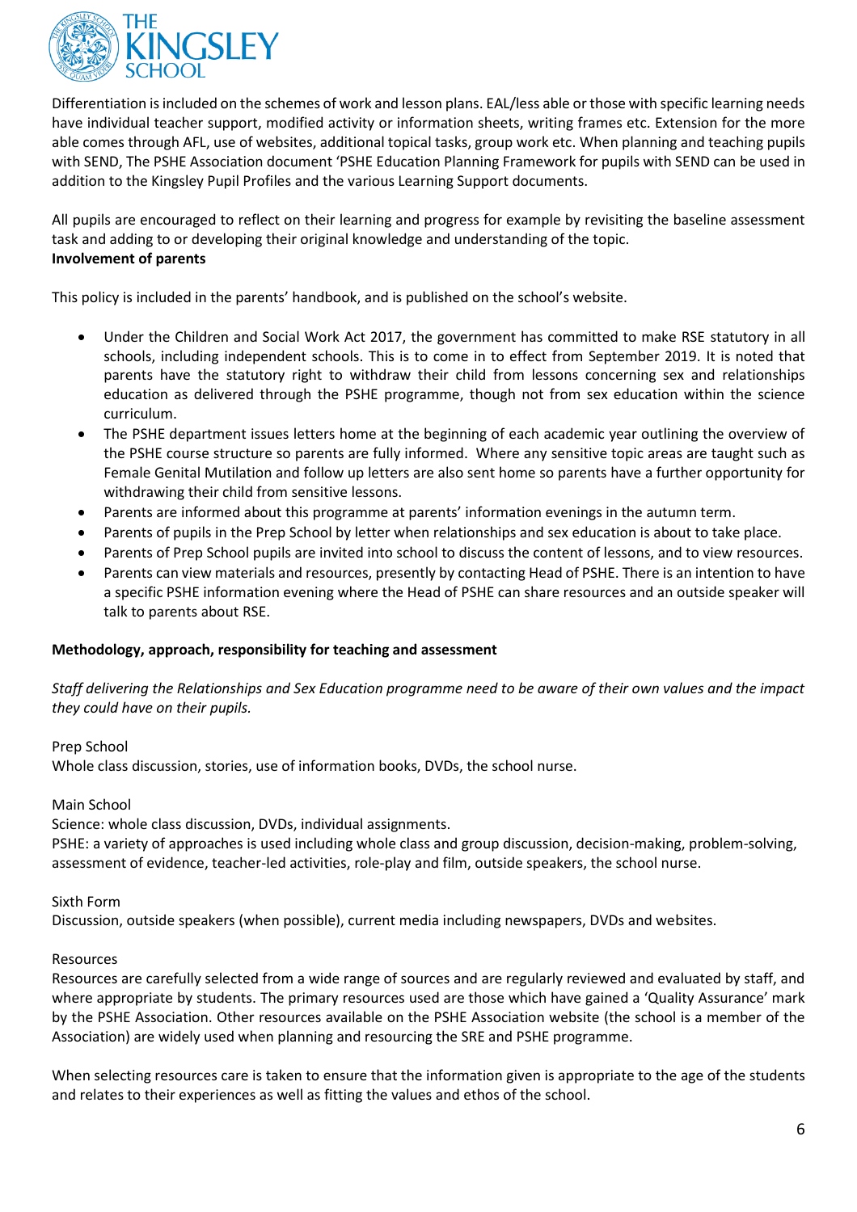Differentiation is included on the schemes of work and lesson plans. EAL/less able or those with specific learning needs have individual teacher support, modified activity or information sheets, writing frames etc. Extension for the more able comes through AFL, use of websites, additional topical tasks, group work etc. When planning and teaching pupils with SEND, The PSHE Association document 'PSHE Education Planning Framework for pupils with SEND can be used in addition to the Kingsley Pupil Profiles and the various Learning Support documents.

All pupils are encouraged to reflect on their learning and progress for example by revisiting the baseline assessment task and adding to or developing their original knowledge and understanding of the topic.

**Involvement of parents**

This policy is included in the parents' handbook, and is published on the school's website.

- Under the Children and Social Work Act 2017, the government has committed to make RSE statutory in all schools, including independent schools. This is to come in to effect from September 2019. It is noted that parents have the statutory right to withdraw their child from lessons concerning sex and relationships education as delivered through the PSHE programme, though not from sex education within the science curriculum.
- The PSHE department issues letters home at the beginning of each academic year outlining the overview of the PSHE course structure so parents are fully informed. Where any sensitive topic areas are taught such as Female Genital Mutilation and follow up letters are also sent home so parents have a further opportunity for withdrawing their child from sensitive lessons.
- Parents are informed about this programme at parents' information evenings in the autumn term.
- Parents of pupils in the Prep School by letter when relationships and sex education is about to take place.
- Parents of Prep School pupils are invited into school to discuss the content of lessons, and to view resources.
- Parents can view materials and resources, presently by contacting Head of PSHE. There is an intention to have a specific PSHE information evening where the Head of PSHE can share resources and an outside speaker will talk to parents about RSE.

**Methodology, approach, responsibility for teaching and assessment**

*Staff delivering the Relationships and Sex Education programme need to be aware of their own values and the impact they could have on their pupils.*

Prep School

Whole class discussion, stories, use of information books, DVDs, the school nurse.

Main School

Science: whole class discussion, DVDs, individual assignments.

PSHE: a variety of approaches is used including whole class and group discussion, decision-making, problem-solving, assessment of evidence, teacher-led activities, role-play and film, outside speakers, the school nurse.

Sixth Form

Discussion, outside speakers (when possible), current media including newspapers, DVDs and websites.

Resources

Resources are carefully selected from a wide range of sources and are regularly reviewed and evaluated by staff, and where appropriate by students. The primary resources used are those which have gained a 'Quality Assurance' mark by the PSHE Association. Other resources available on the PSHE Association website (the school is a member of the Association) are widely used when planning and resourcing the SRE and PSHE programme.

When selecting resources care is taken to ensure that the information given is appropriate to the age of the students and relates to their experiences as well as fitting the values and ethos of the school.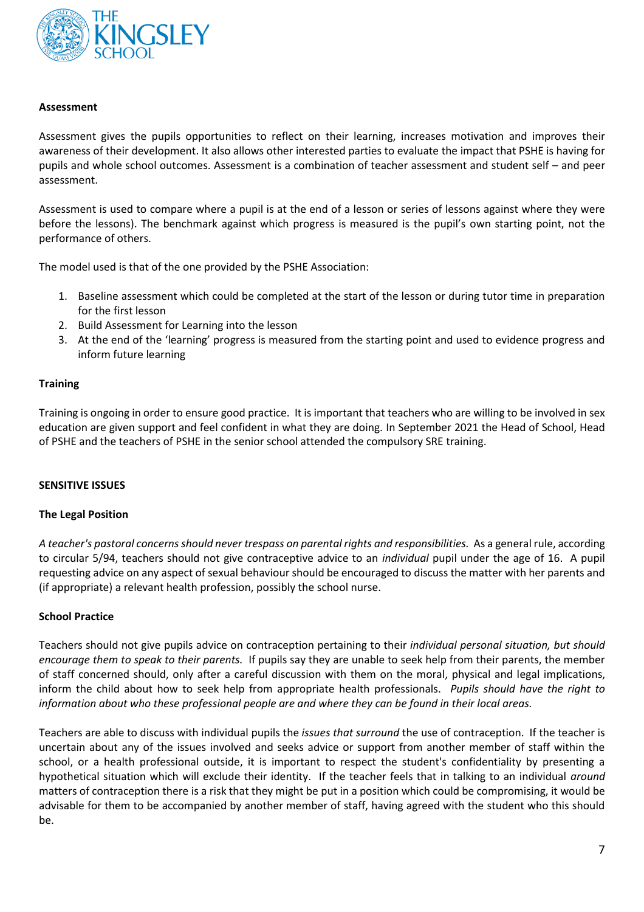**Assessment**

Assessment gives the pupils opportunities to reflect on their learning, increases motivation and improves their awareness of their development. It also allows other interested parties to evaluate the impact that PSHE is having for pupils and whole school outcomes. Assessment is a combination of teacher assessment and student self – and peer assessment.

Assessment is used to compare where a pupil is at the end of a lesson or series of lessons against where they were before the lessons). The benchmark against which progress is measured is the pupil's own starting point, not the performance of others.

The model used is that of the one provided by the PSHE Association:

1. Baseline assessment which could be completed at the start of the lesson or during tutor time in preparation for the first lesson
2. Build Assessment for Learning into the lesson
3. At the end of the 'learning' progress is measured from the starting point and used to evidence progress and inform future learning

**Training**

Training is ongoing in order to ensure good practice. It is important that teachers who are willing to be involved in sex education are given support and feel confident in what they are doing. In September 2021 the Head of School, Head of PSHE and the teachers of PSHE in the senior school attended the compulsory SRE training.

**SENSITIVE ISSUES**

**The Legal Position**

*A teacher's pastoral concerns should never trespass on parental rights and responsibilities.* As a general rule, according to circular 5/94, teachers should not give contraceptive advice to an *individual* pupil under the age of 16. A pupil requesting advice on any aspect of sexual behaviour should be encouraged to discuss the matter with her parents and (if appropriate) a relevant health profession, possibly the school nurse.

**School Practice**

Teachers should not give pupils advice on contraception pertaining to their *individual personal situation, but should encourage them to speak to their parents.* If pupils say they are unable to seek help from their parents, the member of staff concerned should, only after a careful discussion with them on the moral, physical and legal implications, inform the child about how to seek help from appropriate health professionals. *Pupils should have the right to information about who these professional people are and where they can be found in their local areas.*

Teachers are able to discuss with individual pupils the *issues that surround* the use of contraception. If the teacher is uncertain about any of the issues involved and seeks advice or support from another member of staff within the school, or a health professional outside, it is important to respect the student's confidentiality by presenting a hypothetical situation which will exclude their identity. If the teacher feels that in talking to an individual *around* matters of contraception there is a risk that they might be put in a position which could be compromising, it would be advisable for them to be accompanied by another member of staff, having agreed with the student who this should be.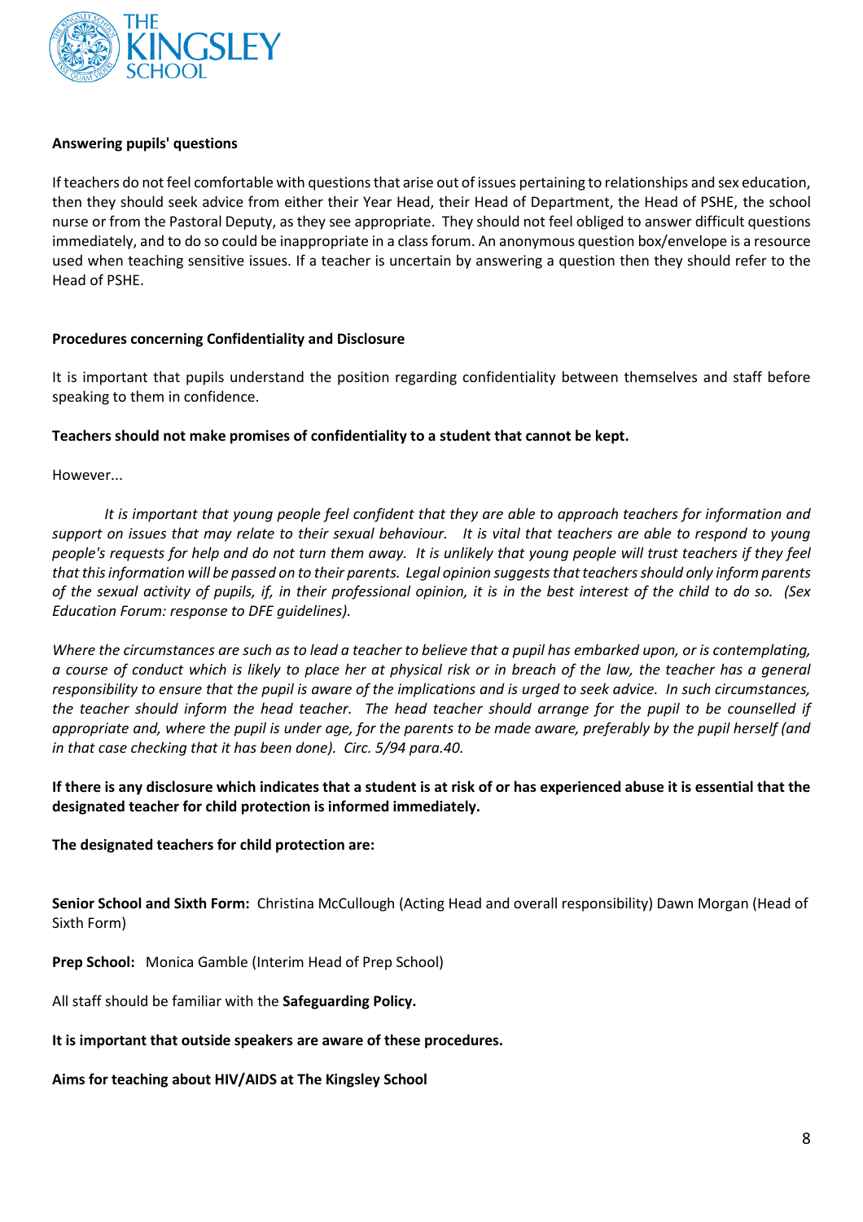**Answering pupils' questions**

If teachers do not feel comfortable with questions that arise out of issues pertaining to relationships and sex education, then they should seek advice from either their Year Head, their Head of Department, the Head of PSHE, the school nurse or from the Pastoral Deputy, as they see appropriate. They should not feel obliged to answer difficult questions immediately, and to do so could be inappropriate in a class forum. An anonymous question box/envelope is a resource used when teaching sensitive issues. If a teacher is uncertain by answering a question then they should refer to the Head of PSHE.

**Procedures concerning Confidentiality and Disclosure**

It is important that pupils understand the position regarding confidentiality between themselves and staff before speaking to them in confidence.

**Teachers should not make promises of confidentiality to a student that cannot be kept.**

However...

*It is important that young people feel confident that they are able to approach teachers for information and support on issues that may relate to their sexual behaviour. It is vital that teachers are able to respond to young people's requests for help and do not turn them away. It is unlikely that young people will trust teachers if they feel that this information will be passed on to their parents. Legal opinion suggests that teachers should only inform parents of the sexual activity of pupils, if, in their professional opinion, it is in the best interest of the child to do so. (Sex Education Forum: response to DFE guidelines).*

*Where the circumstances are such as to lead a teacher to believe that a pupil has embarked upon, or is contemplating, a course of conduct which is likely to place her at physical risk or in breach of the law, the teacher has a general responsibility to ensure that the pupil is aware of the implications and is urged to seek advice. In such circumstances, the teacher should inform the head teacher. The head teacher should arrange for the pupil to be counselled if appropriate and, where the pupil is under age, for the parents to be made aware, preferably by the pupil herself (and in that case checking that it has been done). Circ. 5/94 para.40.*

**If there is any disclosure which indicates that a student is at risk of or has experienced abuse it is essential that the designated teacher for child protection is informed immediately.**

**The designated teachers for child protection are:**

**Senior School and Sixth Form:** Christina McCullough (Acting Head and overall responsibility) Dawn Morgan (Head of Sixth Form)

**Prep School:** Monica Gamble (Interim Head of Prep School)

All staff should be familiar with the **Safeguarding Policy.**

**It is important that outside speakers are aware of these procedures.**

**Aims for teaching about HIV/AIDS at The Kingsley School**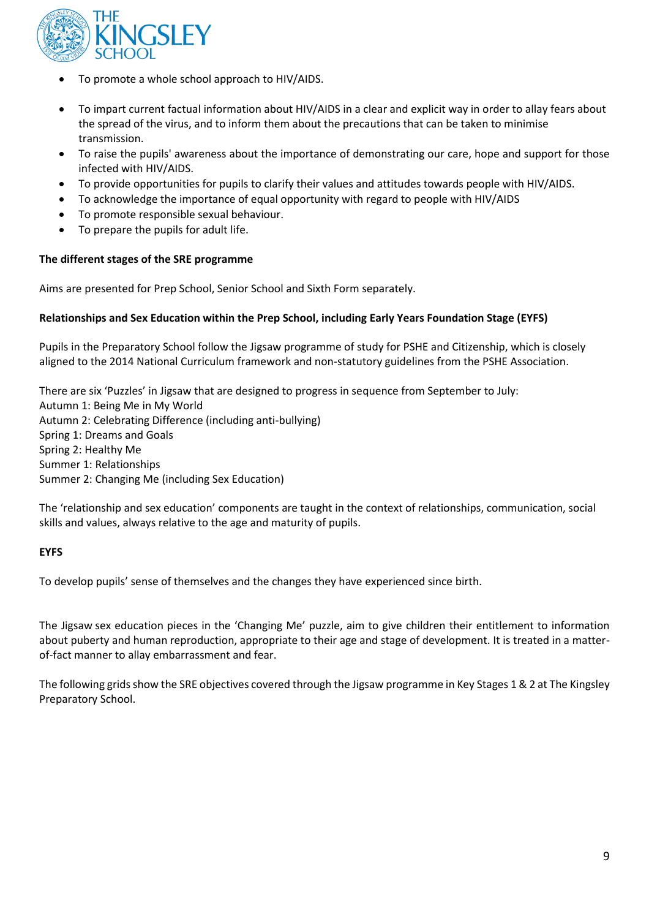- To promote a whole school approach to HIV/AIDS.

- To impart current factual information about HIV/AIDS in a clear and explicit way in order to allay fears about the spread of the virus, and to inform them about the precautions that can be taken to minimise transmission.
- To raise the pupils' awareness about the importance of demonstrating our care, hope and support for those infected with HIV/AIDS.
- To provide opportunities for pupils to clarify their values and attitudes towards people with HIV/AIDS.
- To acknowledge the importance of equal opportunity with regard to people with HIV/AIDS
- To promote responsible sexual behaviour.
- To prepare the pupils for adult life.

**The different stages of the SRE programme**

Aims are presented for Prep School, Senior School and Sixth Form separately.

**Relationships and Sex Education within the Prep School, including Early Years Foundation Stage (EYFS)**

Pupils in the Preparatory School follow the Jigsaw programme of study for PSHE and Citizenship, which is closely aligned to the 2014 National Curriculum framework and non-statutory guidelines from the PSHE Association.

There are six 'Puzzles' in Jigsaw that are designed to progress in sequence from September to July:
Autumn 1: Being Me in My World
Autumn 2: Celebrating Difference (including anti-bullying)
Spring 1: Dreams and Goals
Spring 2: Healthy Me
Summer 1: Relationships
Summer 2: Changing Me (including Sex Education)

The 'relationship and sex education' components are taught in the context of relationships, communication, social skills and values, always relative to the age and maturity of pupils.

**EYFS**

To develop pupils' sense of themselves and the changes they have experienced since birth.

The Jigsaw sex education pieces in the 'Changing Me' puzzle, aim to give children their entitlement to information about puberty and human reproduction, appropriate to their age and stage of development. It is treated in a matter-of-fact manner to allay embarrassment and fear.

The following grids show the SRE objectives covered through the Jigsaw programme in Key Stages 1 & 2 at The Kingsley Preparatory School.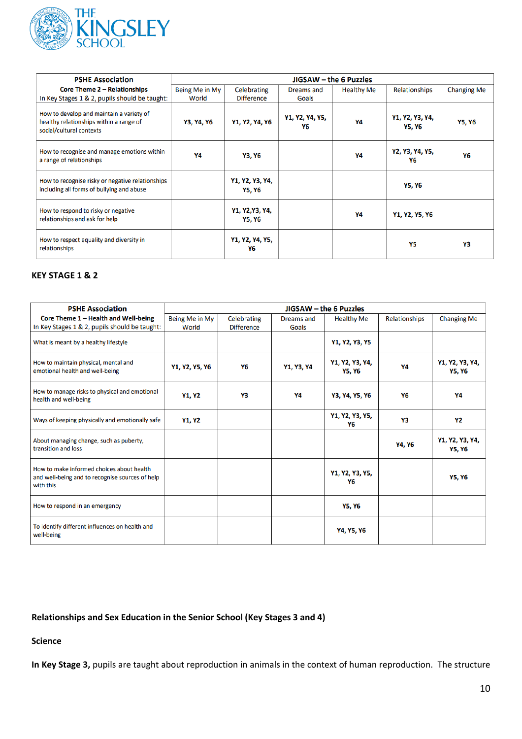| PSHE Association<br>**Core Theme 2 – Relationships**<br>In Key Stages 1 & 2, pupils should be taught: | JIGSAW – the 6 Puzzles | | | | | |
|---|---|---|---|---|---|---|
| | Being Me in My World | Celebrating Difference | Dreams and Goals | Healthy Me | Relationships | Changing Me |
| How to develop and maintain a variety of healthy relationships within a range of social/cultural contexts | **Y3, Y4, Y6** | **Y1, Y2, Y4, Y6** | **Y1, Y2, Y4, Y5, Y6** | **Y4** | **Y1, Y2, Y3, Y4, Y5, Y6** | **Y5, Y6** |
| How to recognise and manage emotions within a range of relationships | **Y4** | **Y3, Y6** | | **Y4** | **Y2, Y3, Y4, Y5, Y6** | **Y6** |
| How to recognise risky or negative relationships including all forms of bullying and abuse | | **Y1, Y2, Y3, Y4, Y5, Y6** | | | **Y5, Y6** | |
| How to respond to risky or negative relationships and ask for help | | **Y1, Y2,Y3, Y4, Y5, Y6** | | **Y4** | **Y1, Y2, Y5, Y6** | |
| How to respect equality and diversity in relationships | | **Y1, Y2, Y4, Y5, Y6** | | | **Y5** | **Y3** |

**KEY STAGE 1 & 2**

| PSHE Association<br>**Core Theme 1 – Health and Well-being**<br>In Key Stages 1 & 2, pupils should be taught: | JIGSAW – the 6 Puzzles | | | | | |
|---|---|---|---|---|---|---|
| | Being Me in My World | Celebrating Difference | Dreams and Goals | Healthy Me | Relationships | Changing Me |
| What is meant by a healthy lifestyle | | | | **Y1, Y2, Y3, Y5** | | |
| How to maintain physical, mental and emotional health and well-being | **Y1, Y2, Y5, Y6** | **Y6** | **Y1, Y3, Y4** | **Y1, Y2, Y3, Y4, Y5, Y6** | **Y4** | **Y1, Y2, Y3, Y4, Y5, Y6** |
| How to manage risks to physical and emotional health and well-being | **Y1, Y2** | **Y3** | **Y4** | **Y3, Y4, Y5, Y6** | **Y6** | **Y4** |
| Ways of keeping physically and emotionally safe | **Y1, Y2** | | | **Y1, Y2, Y3, Y5, Y6** | **Y3** | **Y2** |
| About managing change, such as puberty, transition and loss | | | | | **Y4, Y6** | **Y1, Y2, Y3, Y4, Y5, Y6** |
| How to make informed choices about health and well-being and to recognise sources of help with this | | | | **Y1, Y2, Y3, Y5, Y6** | | **Y5, Y6** |
| How to respond in an emergency | | | | **Y5, Y6** | | |
| To identify different influences on health and well-being | | | | **Y4, Y5, Y6** | | |

**Relationships and Sex Education in the Senior School (Key Stages 3 and 4)**

**Science**

**In Key Stage 3,** pupils are taught about reproduction in animals in the context of human reproduction. The structure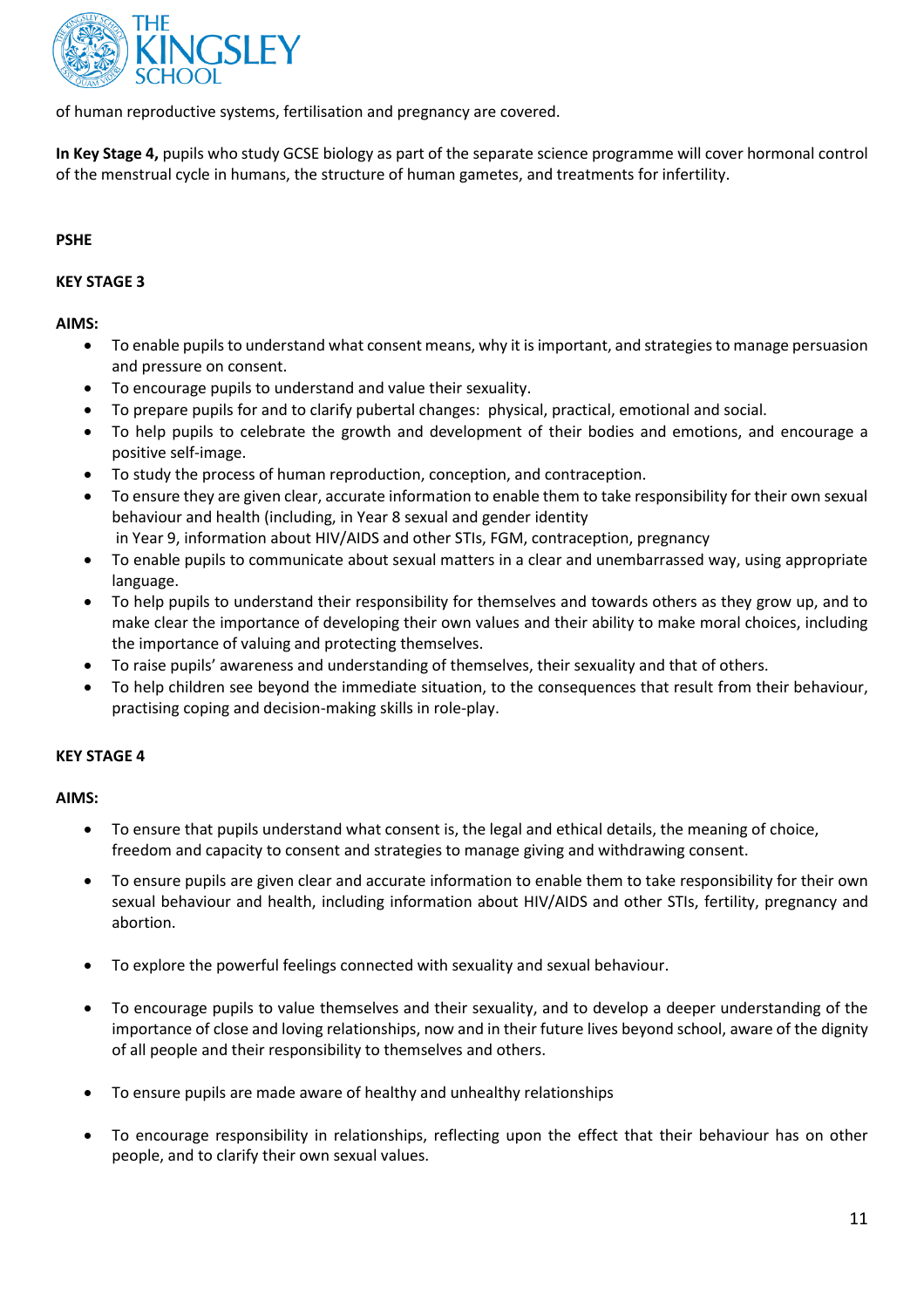of human reproductive systems, fertilisation and pregnancy are covered.

**In Key Stage 4,** pupils who study GCSE biology as part of the separate science programme will cover hormonal control of the menstrual cycle in humans, the structure of human gametes, and treatments for infertility.

**PSHE**

**KEY STAGE 3**

**AIMS:**

- To enable pupils to understand what consent means, why it is important, and strategies to manage persuasion and pressure on consent.
- To encourage pupils to understand and value their sexuality.
- To prepare pupils for and to clarify pubertal changes: physical, practical, emotional and social.
- To help pupils to celebrate the growth and development of their bodies and emotions, and encourage a positive self-image.
- To study the process of human reproduction, conception, and contraception.
- To ensure they are given clear, accurate information to enable them to take responsibility for their own sexual behaviour and health (including, in Year 8 sexual and gender identity
  in Year 9, information about HIV/AIDS and other STIs, FGM, contraception, pregnancy
- To enable pupils to communicate about sexual matters in a clear and unembarrassed way, using appropriate language.
- To help pupils to understand their responsibility for themselves and towards others as they grow up, and to make clear the importance of developing their own values and their ability to make moral choices, including the importance of valuing and protecting themselves.
- To raise pupils' awareness and understanding of themselves, their sexuality and that of others.
- To help children see beyond the immediate situation, to the consequences that result from their behaviour, practising coping and decision-making skills in role-play.

**KEY STAGE 4**

**AIMS:**

- To ensure that pupils understand what consent is, the legal and ethical details, the meaning of choice, freedom and capacity to consent and strategies to manage giving and withdrawing consent.
- To ensure pupils are given clear and accurate information to enable them to take responsibility for their own sexual behaviour and health, including information about HIV/AIDS and other STIs, fertility, pregnancy and abortion.
- To explore the powerful feelings connected with sexuality and sexual behaviour.
- To encourage pupils to value themselves and their sexuality, and to develop a deeper understanding of the importance of close and loving relationships, now and in their future lives beyond school, aware of the dignity of all people and their responsibility to themselves and others.
- To ensure pupils are made aware of healthy and unhealthy relationships
- To encourage responsibility in relationships, reflecting upon the effect that their behaviour has on other people, and to clarify their own sexual values.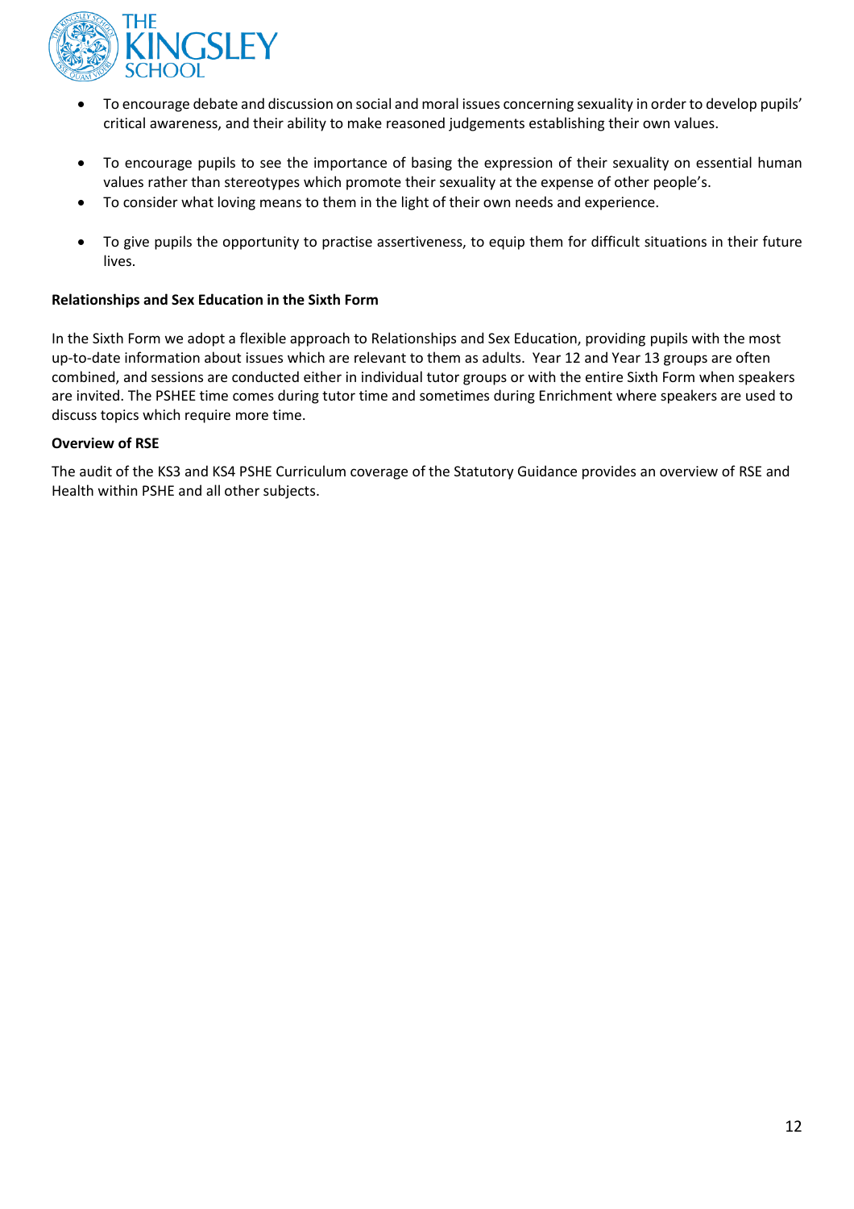- To encourage debate and discussion on social and moral issues concerning sexuality in order to develop pupils' critical awareness, and their ability to make reasoned judgements establishing their own values.
- To encourage pupils to see the importance of basing the expression of their sexuality on essential human values rather than stereotypes which promote their sexuality at the expense of other people's.
- To consider what loving means to them in the light of their own needs and experience.
- To give pupils the opportunity to practise assertiveness, to equip them for difficult situations in their future lives.

**Relationships and Sex Education in the Sixth Form**

In the Sixth Form we adopt a flexible approach to Relationships and Sex Education, providing pupils with the most up-to-date information about issues which are relevant to them as adults. Year 12 and Year 13 groups are often combined, and sessions are conducted either in individual tutor groups or with the entire Sixth Form when speakers are invited. The PSHEE time comes during tutor time and sometimes during Enrichment where speakers are used to discuss topics which require more time.

**Overview of RSE**

The audit of the KS3 and KS4 PSHE Curriculum coverage of the Statutory Guidance provides an overview of RSE and Health within PSHE and all other subjects.